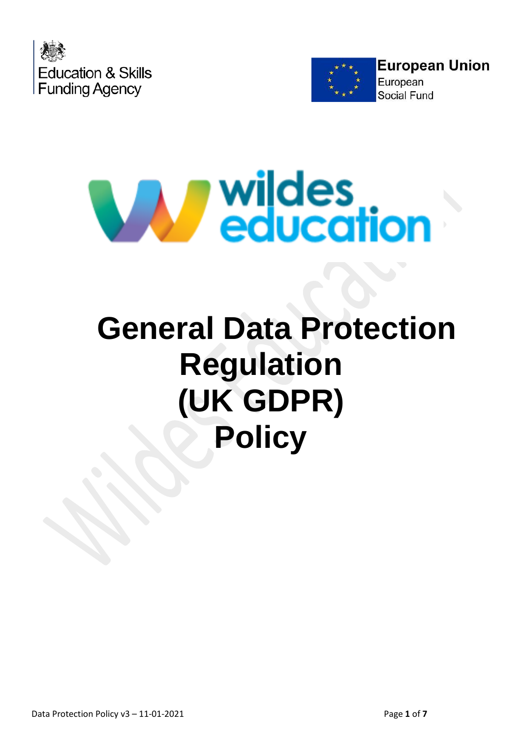Education & Skills Funding Agency

European Union
European Social Fund

wildes education

# General Data Protection Regulation (UK GDPR) Policy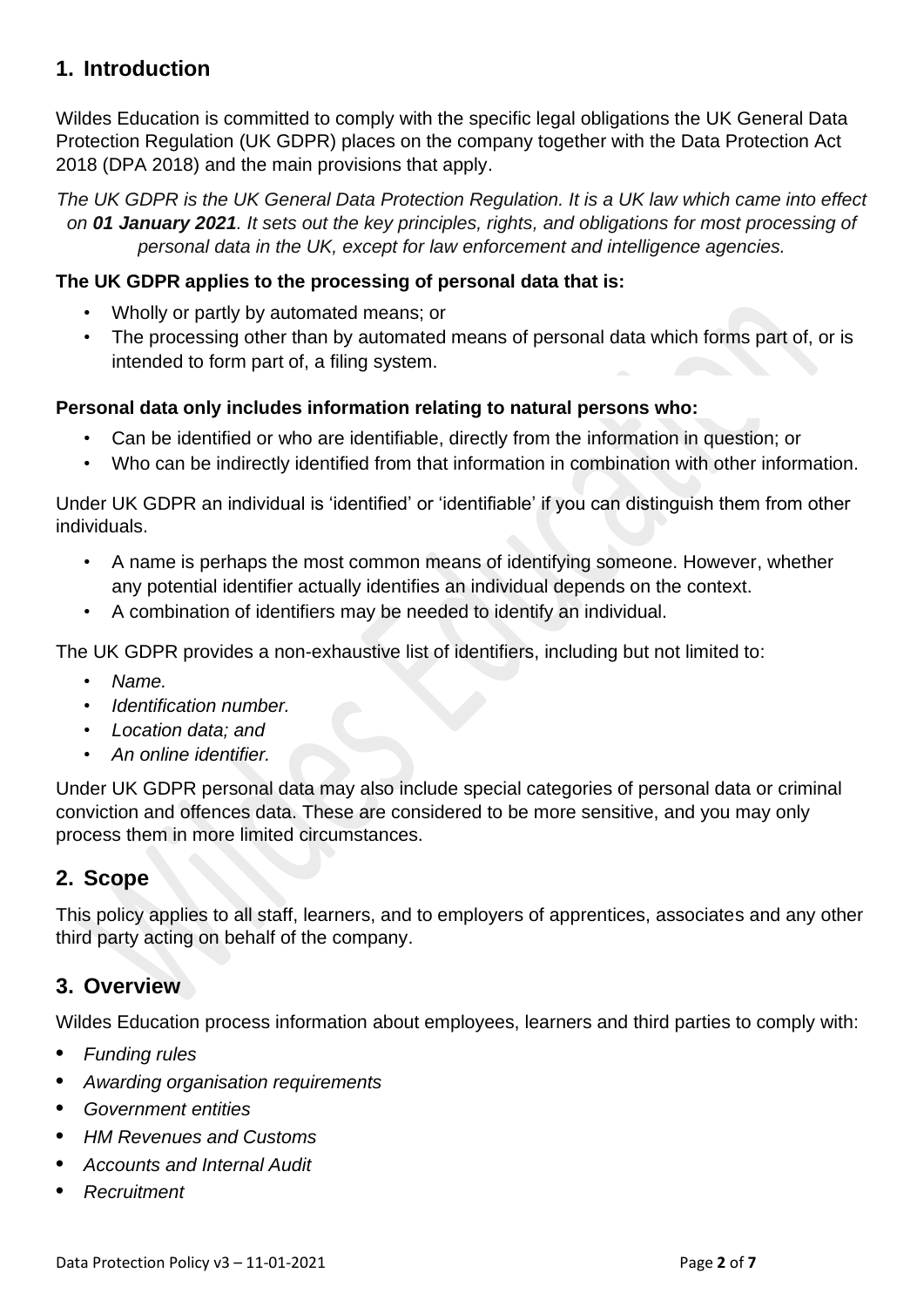## 1. Introduction

Wildes Education is committed to comply with the specific legal obligations the UK General Data Protection Regulation (UK GDPR) places on the company together with the Data Protection Act 2018 (DPA 2018) and the main provisions that apply.

*The UK GDPR is the UK General Data Protection Regulation. It is a UK law which came into effect on **01 January 2021**. It sets out the key principles, rights, and obligations for most processing of personal data in the UK, except for law enforcement and intelligence agencies.*

**The UK GDPR applies to the processing of personal data that is:**

- Wholly or partly by automated means; or
- The processing other than by automated means of personal data which forms part of, or is intended to form part of, a filing system.

**Personal data only includes information relating to natural persons who:**

- Can be identified or who are identifiable, directly from the information in question; or
- Who can be indirectly identified from that information in combination with other information.

Under UK GDPR an individual is 'identified' or 'identifiable' if you can distinguish them from other individuals.

- A name is perhaps the most common means of identifying someone. However, whether any potential identifier actually identifies an individual depends on the context.
- A combination of identifiers may be needed to identify an individual.

The UK GDPR provides a non-exhaustive list of identifiers, including but not limited to:

- *Name.*
- *Identification number.*
- *Location data; and*
- *An online identifier.*

Under UK GDPR personal data may also include special categories of personal data or criminal conviction and offences data. These are considered to be more sensitive, and you may only process them in more limited circumstances.

## 2. Scope

This policy applies to all staff, learners, and to employers of apprentices, associates and any other third party acting on behalf of the company.

## 3. Overview

Wildes Education process information about employees, learners and third parties to comply with:

- *Funding rules*
- *Awarding organisation requirements*
- *Government entities*
- *HM Revenues and Customs*
- *Accounts and Internal Audit*
- *Recruitment*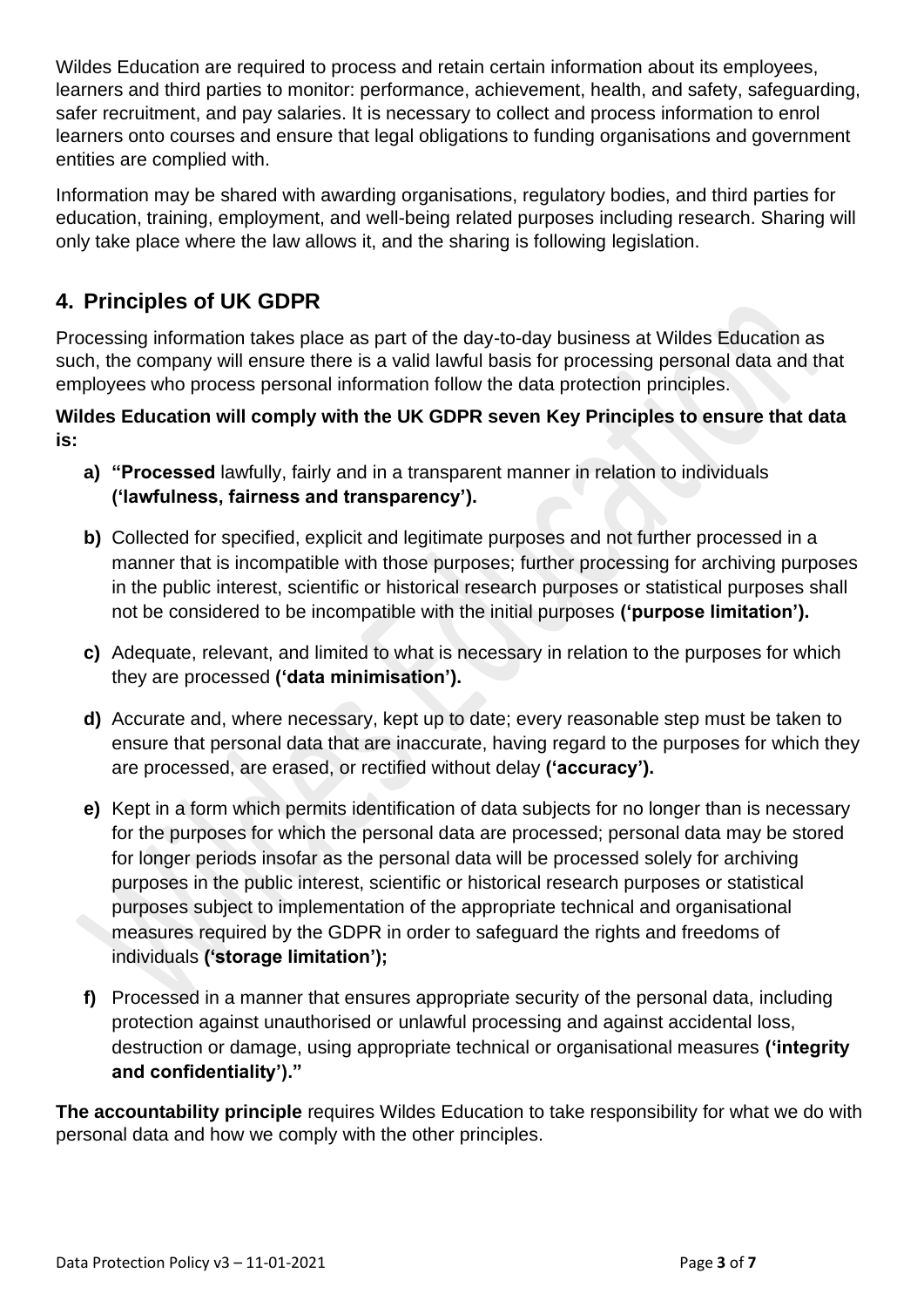Wildes Education are required to process and retain certain information about its employees, learners and third parties to monitor: performance, achievement, health, and safety, safeguarding, safer recruitment, and pay salaries. It is necessary to collect and process information to enrol learners onto courses and ensure that legal obligations to funding organisations and government entities are complied with.

Information may be shared with awarding organisations, regulatory bodies, and third parties for education, training, employment, and well-being related purposes including research. Sharing will only take place where the law allows it, and the sharing is following legislation.

## 4. Principles of UK GDPR

Processing information takes place as part of the day-to-day business at Wildes Education as such, the company will ensure there is a valid lawful basis for processing personal data and that employees who process personal information follow the data protection principles.

**Wildes Education will comply with the UK GDPR seven Key Principles to ensure that data is:**

- **a) "Processed** lawfully, fairly and in a transparent manner in relation to individuals **('lawfulness, fairness and transparency').**
- **b)** Collected for specified, explicit and legitimate purposes and not further processed in a manner that is incompatible with those purposes; further processing for archiving purposes in the public interest, scientific or historical research purposes or statistical purposes shall not be considered to be incompatible with the initial purposes **('purpose limitation').**
- **c)** Adequate, relevant, and limited to what is necessary in relation to the purposes for which they are processed **('data minimisation').**
- **d)** Accurate and, where necessary, kept up to date; every reasonable step must be taken to ensure that personal data that are inaccurate, having regard to the purposes for which they are processed, are erased, or rectified without delay **('accuracy').**
- **e)** Kept in a form which permits identification of data subjects for no longer than is necessary for the purposes for which the personal data are processed; personal data may be stored for longer periods insofar as the personal data will be processed solely for archiving purposes in the public interest, scientific or historical research purposes or statistical purposes subject to implementation of the appropriate technical and organisational measures required by the GDPR in order to safeguard the rights and freedoms of individuals **('storage limitation');**
- **f)** Processed in a manner that ensures appropriate security of the personal data, including protection against unauthorised or unlawful processing and against accidental loss, destruction or damage, using appropriate technical or organisational measures **('integrity and confidentiality')."**

**The accountability principle** requires Wildes Education to take responsibility for what we do with personal data and how we comply with the other principles.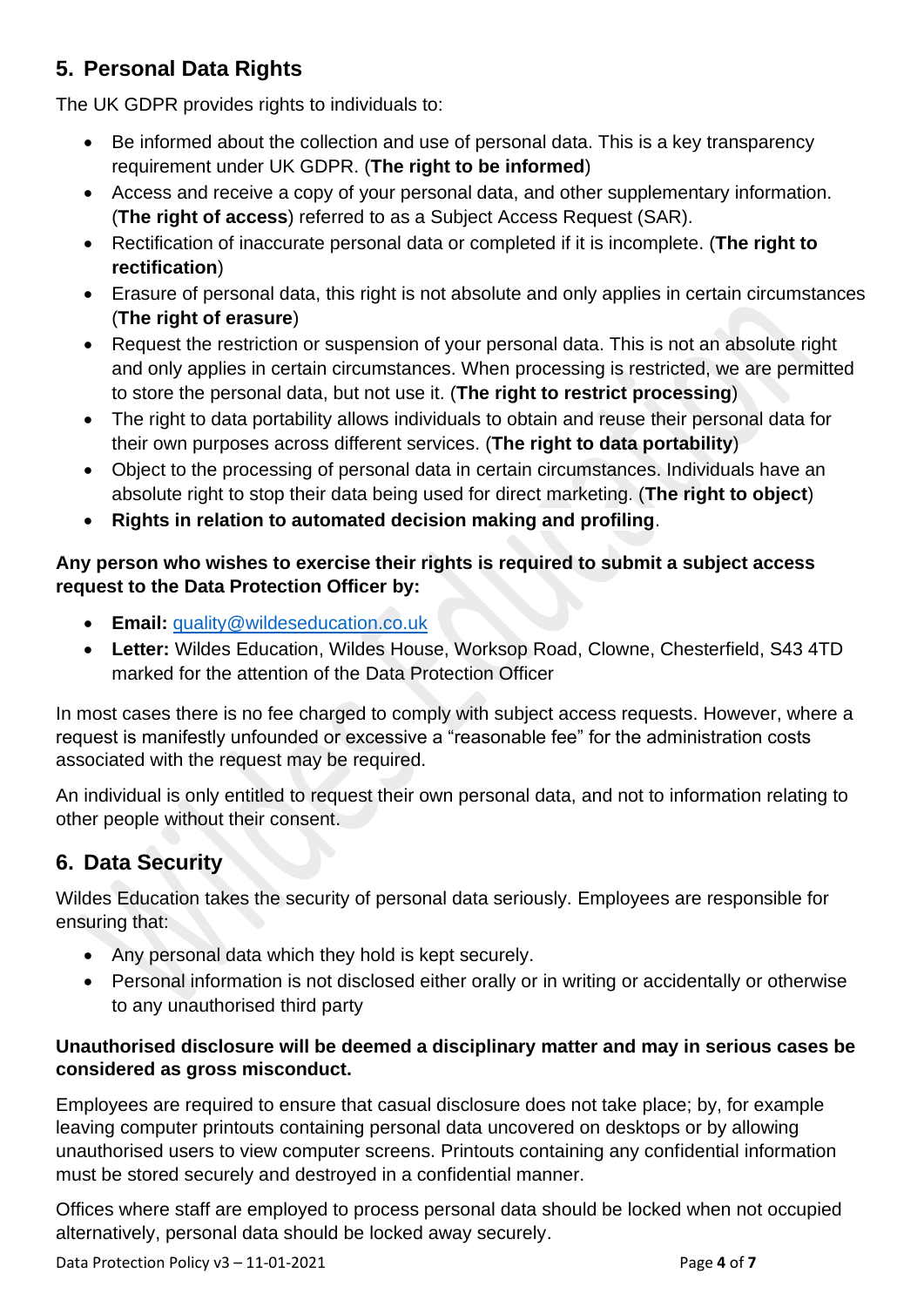## 5. Personal Data Rights

The UK GDPR provides rights to individuals to:

- Be informed about the collection and use of personal data. This is a key transparency requirement under UK GDPR. (**The right to be informed**)
- Access and receive a copy of your personal data, and other supplementary information. (**The right of access**) referred to as a Subject Access Request (SAR).
- Rectification of inaccurate personal data or completed if it is incomplete. (**The right to rectification**)
- Erasure of personal data, this right is not absolute and only applies in certain circumstances (**The right of erasure**)
- Request the restriction or suspension of your personal data. This is not an absolute right and only applies in certain circumstances. When processing is restricted, we are permitted to store the personal data, but not use it. (**The right to restrict processing**)
- The right to data portability allows individuals to obtain and reuse their personal data for their own purposes across different services. (**The right to data portability**)
- Object to the processing of personal data in certain circumstances. Individuals have an absolute right to stop their data being used for direct marketing. (**The right to object**)
- **Rights in relation to automated decision making and profiling**.

**Any person who wishes to exercise their rights is required to submit a subject access request to the Data Protection Officer by:**

- **Email:** quality@wildeseducation.co.uk
- **Letter:** Wildes Education, Wildes House, Worksop Road, Clowne, Chesterfield, S43 4TD marked for the attention of the Data Protection Officer

In most cases there is no fee charged to comply with subject access requests. However, where a request is manifestly unfounded or excessive a "reasonable fee" for the administration costs associated with the request may be required.

An individual is only entitled to request their own personal data, and not to information relating to other people without their consent.

## 6. Data Security

Wildes Education takes the security of personal data seriously. Employees are responsible for ensuring that:

- Any personal data which they hold is kept securely.
- Personal information is not disclosed either orally or in writing or accidentally or otherwise to any unauthorised third party

**Unauthorised disclosure will be deemed a disciplinary matter and may in serious cases be considered as gross misconduct.**

Employees are required to ensure that casual disclosure does not take place; by, for example leaving computer printouts containing personal data uncovered on desktops or by allowing unauthorised users to view computer screens. Printouts containing any confidential information must be stored securely and destroyed in a confidential manner.

Offices where staff are employed to process personal data should be locked when not occupied alternatively, personal data should be locked away securely.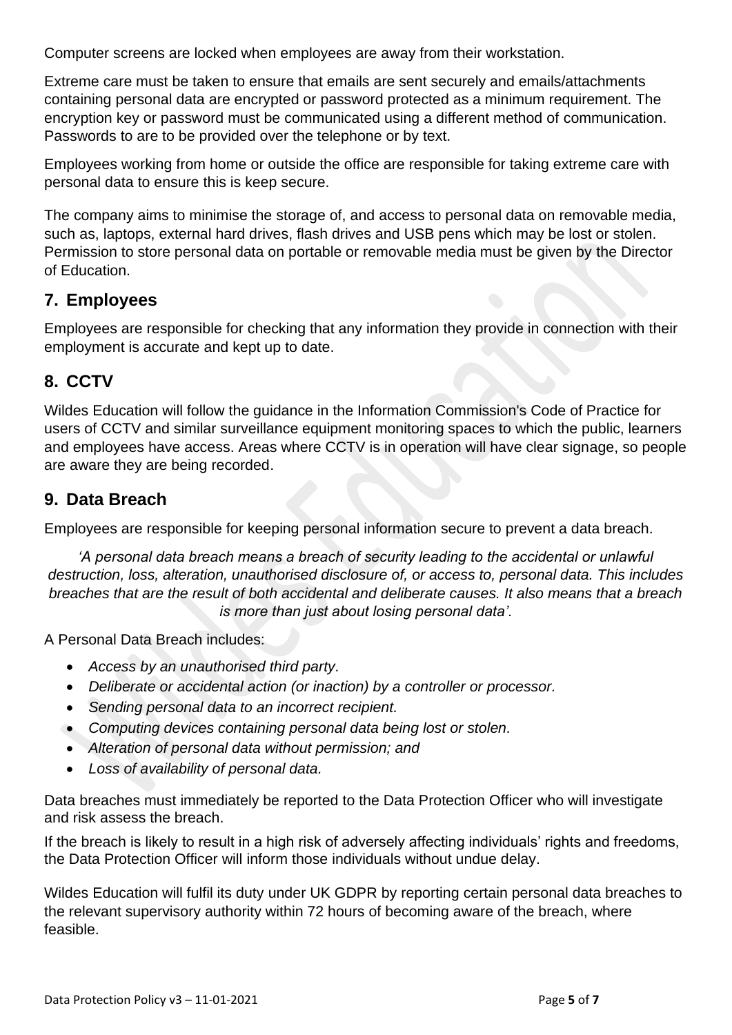Computer screens are locked when employees are away from their workstation.

Extreme care must be taken to ensure that emails are sent securely and emails/attachments containing personal data are encrypted or password protected as a minimum requirement. The encryption key or password must be communicated using a different method of communication. Passwords to are to be provided over the telephone or by text.

Employees working from home or outside the office are responsible for taking extreme care with personal data to ensure this is keep secure.

The company aims to minimise the storage of, and access to personal data on removable media, such as, laptops, external hard drives, flash drives and USB pens which may be lost or stolen. Permission to store personal data on portable or removable media must be given by the Director of Education.

## 7. Employees

Employees are responsible for checking that any information they provide in connection with their employment is accurate and kept up to date.

## 8. CCTV

Wildes Education will follow the guidance in the Information Commission's Code of Practice for users of CCTV and similar surveillance equipment monitoring spaces to which the public, learners and employees have access. Areas where CCTV is in operation will have clear signage, so people are aware they are being recorded.

## 9. Data Breach

Employees are responsible for keeping personal information secure to prevent a data breach.

*'A personal data breach means a breach of security leading to the accidental or unlawful destruction, loss, alteration, unauthorised disclosure of, or access to, personal data. This includes breaches that are the result of both accidental and deliberate causes. It also means that a breach is more than just about losing personal data'.*

A Personal Data Breach includes:

- *Access by an unauthorised third party.*
- *Deliberate or accidental action (or inaction) by a controller or processor.*
- *Sending personal data to an incorrect recipient.*
- *Computing devices containing personal data being lost or stolen.*
- *Alteration of personal data without permission; and*
- *Loss of availability of personal data.*

Data breaches must immediately be reported to the Data Protection Officer who will investigate and risk assess the breach.

If the breach is likely to result in a high risk of adversely affecting individuals' rights and freedoms, the Data Protection Officer will inform those individuals without undue delay.

Wildes Education will fulfil its duty under UK GDPR by reporting certain personal data breaches to the relevant supervisory authority within 72 hours of becoming aware of the breach, where feasible.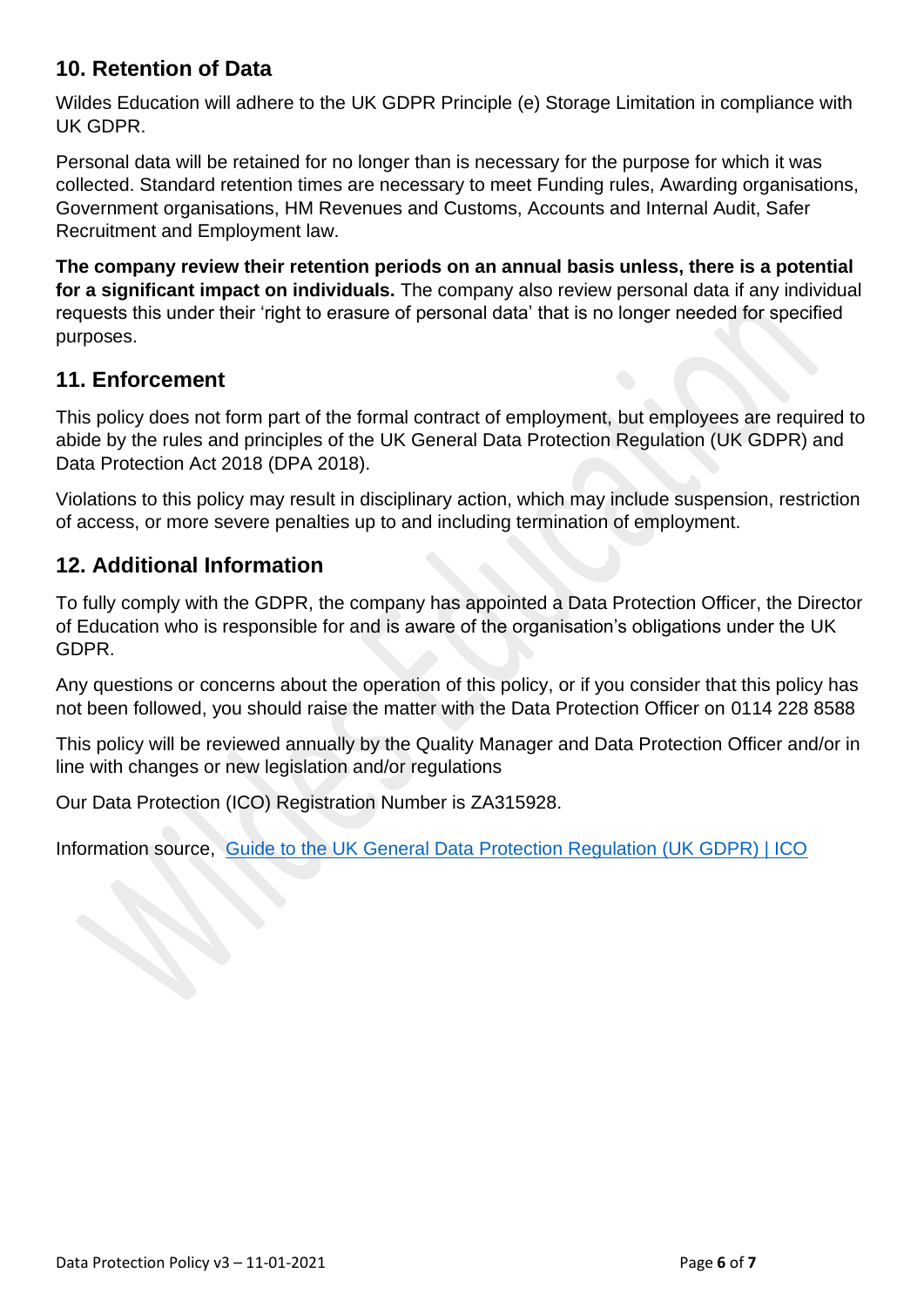## 10. Retention of Data

Wildes Education will adhere to the UK GDPR Principle (e) Storage Limitation in compliance with UK GDPR.

Personal data will be retained for no longer than is necessary for the purpose for which it was collected. Standard retention times are necessary to meet Funding rules, Awarding organisations, Government organisations, HM Revenues and Customs, Accounts and Internal Audit, Safer Recruitment and Employment law.

**The company review their retention periods on an annual basis unless, there is a potential for a significant impact on individuals.** The company also review personal data if any individual requests this under their 'right to erasure of personal data' that is no longer needed for specified purposes.

## 11. Enforcement

This policy does not form part of the formal contract of employment, but employees are required to abide by the rules and principles of the UK General Data Protection Regulation (UK GDPR) and Data Protection Act 2018 (DPA 2018).

Violations to this policy may result in disciplinary action, which may include suspension, restriction of access, or more severe penalties up to and including termination of employment.

## 12. Additional Information

To fully comply with the GDPR, the company has appointed a Data Protection Officer, the Director of Education who is responsible for and is aware of the organisation's obligations under the UK GDPR.

Any questions or concerns about the operation of this policy, or if you consider that this policy has not been followed, you should raise the matter with the Data Protection Officer on 0114 228 8588

This policy will be reviewed annually by the Quality Manager and Data Protection Officer and/or in line with changes or new legislation and/or regulations

Our Data Protection (ICO) Registration Number is ZA315928.

Information source, [Guide to the UK General Data Protection Regulation (UK GDPR) | ICO]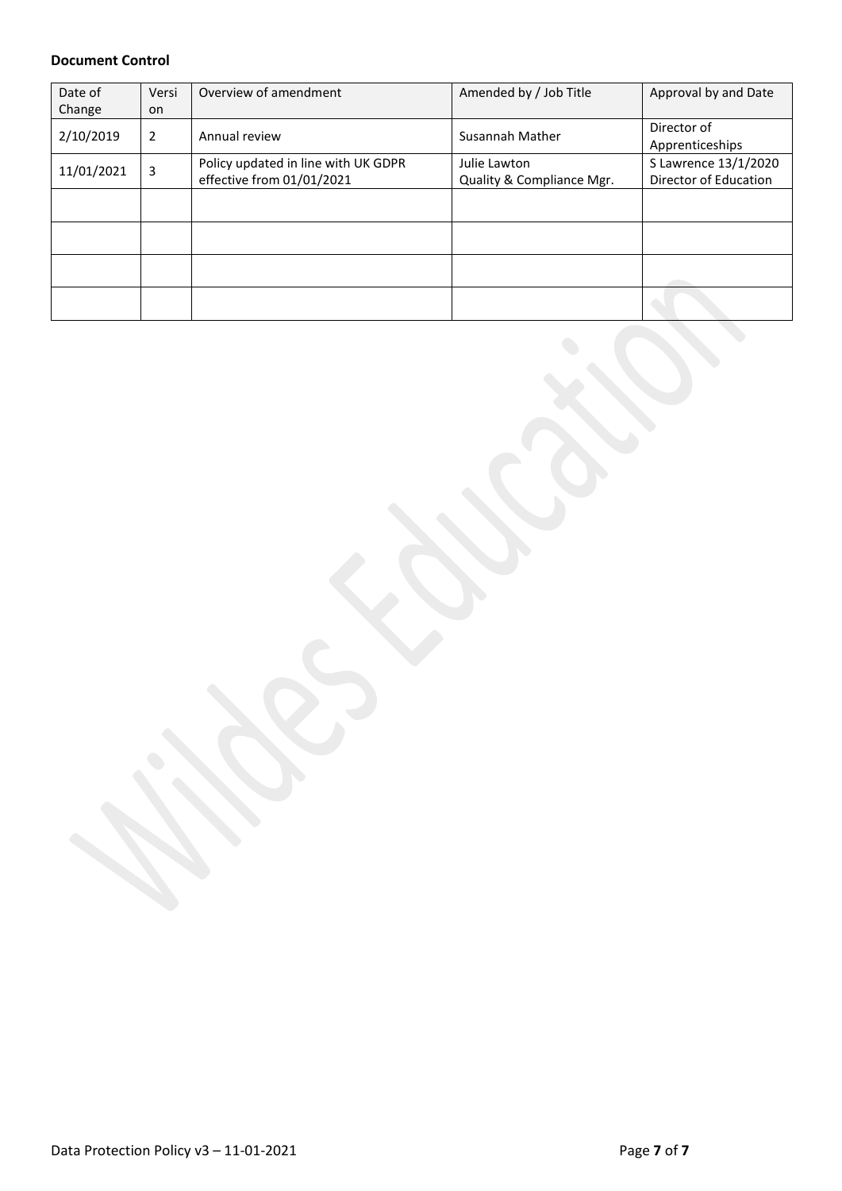**Document Control**

| Date of Change | Version | Overview of amendment | Amended by / Job Title | Approval by and Date |
|---|---|---|---|---|
| 2/10/2019 | 2 | Annual review | Susannah Mather | Director of Apprenticeships |
| 11/01/2021 | 3 | Policy updated in line with UK GDPR effective from 01/01/2021 | Julie Lawton Quality & Compliance Mgr. | S Lawrence 13/1/2020 Director of Education |
| | | | | |
| | | | | |
| | | | | |
| | | | | |